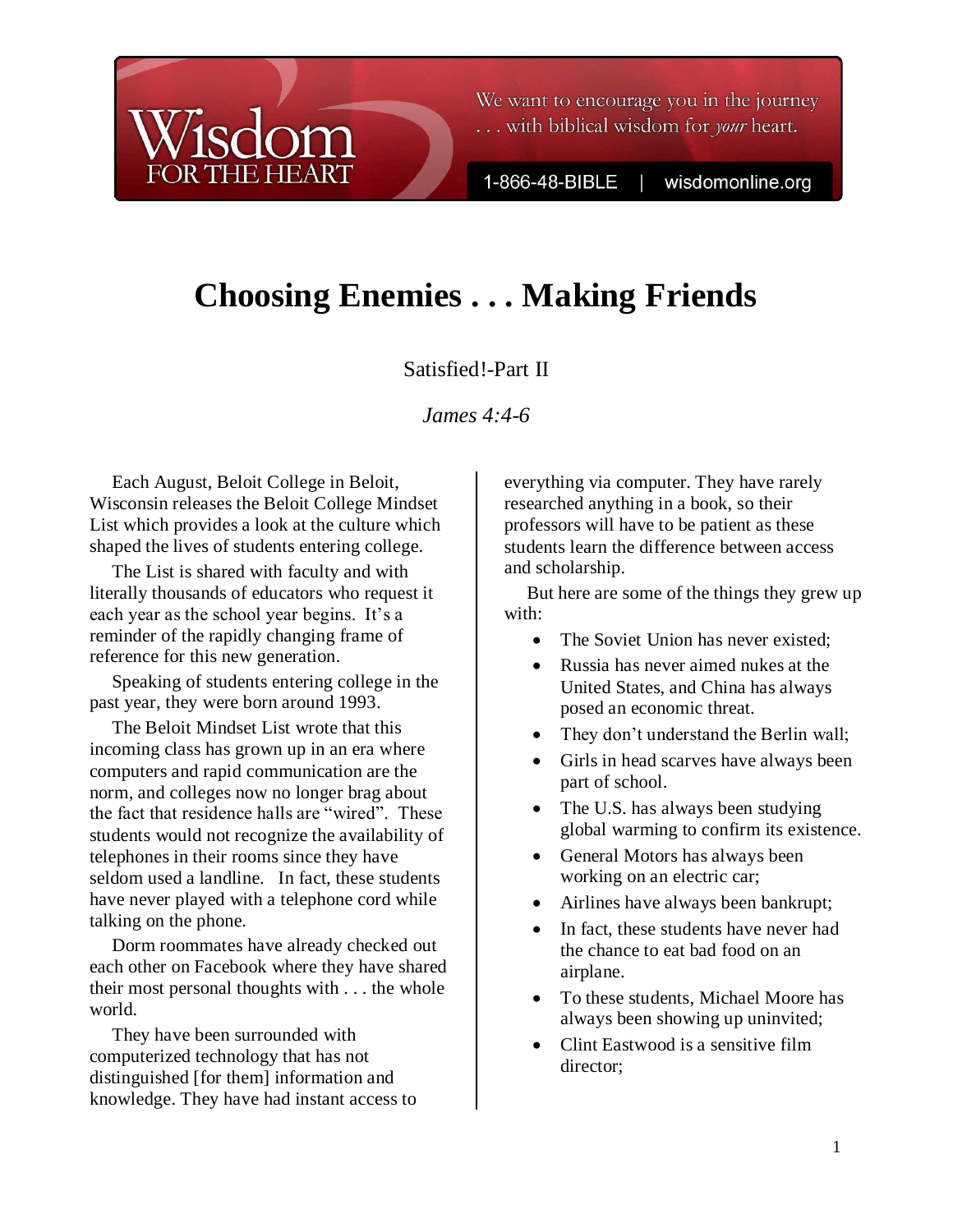# Choosing Enemies . . . Making Friends

Satisfied!-Part II

*James 4:4-6*

Each August, Beloit College in Beloit, Wisconsin releases the Beloit College Mindset List which provides a look at the culture which shaped the lives of students entering college.

The List is shared with faculty and with literally thousands of educators who request it each year as the school year begins. It's a reminder of the rapidly changing frame of reference for this new generation.

Speaking of students entering college in the past year, they were born around 1993.

The Beloit Mindset List wrote that this incoming class has grown up in an era where computers and rapid communication are the norm, and colleges now no longer brag about the fact that residence halls are "wired". These students would not recognize the availability of telephones in their rooms since they have seldom used a landline. In fact, these students have never played with a telephone cord while talking on the phone.

Dorm roommates have already checked out each other on Facebook where they have shared their most personal thoughts with . . . the whole world.

They have been surrounded with computerized technology that has not distinguished [for them] information and knowledge. They have had instant access to everything via computer. They have rarely researched anything in a book, so their professors will have to be patient as these students learn the difference between access and scholarship.

But here are some of the things they grew up with:

- The Soviet Union has never existed;
- Russia has never aimed nukes at the United States, and China has always posed an economic threat.
- They don't understand the Berlin wall;
- Girls in head scarves have always been part of school.
- The U.S. has always been studying global warming to confirm its existence.
- General Motors has always been working on an electric car;
- Airlines have always been bankrupt;
- In fact, these students have never had the chance to eat bad food on an airplane.
- To these students, Michael Moore has always been showing up uninvited;
- Clint Eastwood is a sensitive film director;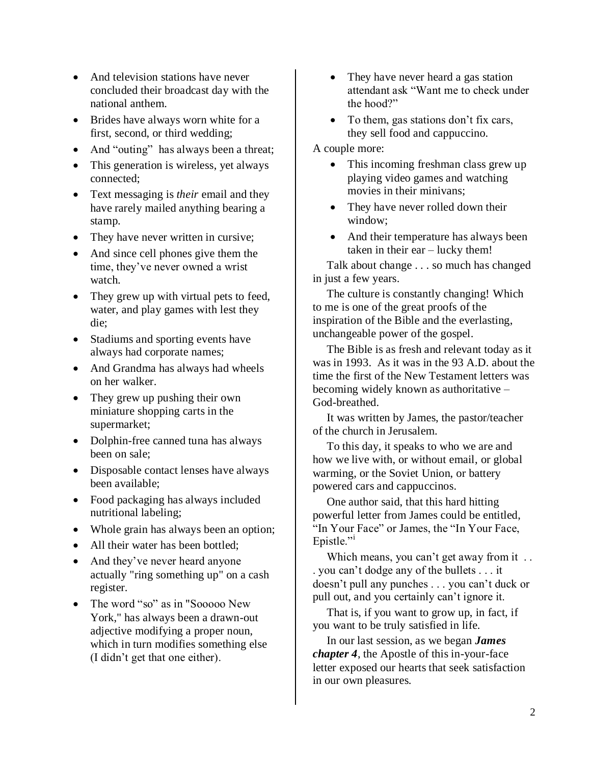- And television stations have never concluded their broadcast day with the national anthem.
- Brides have always worn white for a first, second, or third wedding;
- And "outing" has always been a threat;
- This generation is wireless, yet always connected;
- Text messaging is *their* email and they have rarely mailed anything bearing a stamp.
- They have never written in cursive;
- And since cell phones give them the time, they've never owned a wrist watch.
- They grew up with virtual pets to feed, water, and play games with lest they die;
- Stadiums and sporting events have always had corporate names;
- And Grandma has always had wheels on her walker.
- They grew up pushing their own miniature shopping carts in the supermarket;
- Dolphin-free canned tuna has always been on sale;
- Disposable contact lenses have always been available;
- Food packaging has always included nutritional labeling;
- Whole grain has always been an option;
- All their water has been bottled;
- And they've never heard anyone actually "ring something up" on a cash register.
- The word "so" as in "Sooooo New York," has always been a drawn-out adjective modifying a proper noun, which in turn modifies something else (I didn't get that one either).
- They have never heard a gas station attendant ask "Want me to check under the hood?"
- To them, gas stations don't fix cars, they sell food and cappuccino.

A couple more:

- This incoming freshman class grew up playing video games and watching movies in their minivans;
- They have never rolled down their window;
- And their temperature has always been taken in their ear – lucky them!

Talk about change . . . so much has changed in just a few years.

The culture is constantly changing! Which to me is one of the great proofs of the inspiration of the Bible and the everlasting, unchangeable power of the gospel.

The Bible is as fresh and relevant today as it was in 1993. As it was in the 93 A.D. about the time the first of the New Testament letters was becoming widely known as authoritative – God-breathed.

It was written by James, the pastor/teacher of the church in Jerusalem.

To this day, it speaks to who we are and how we live with, or without email, or global warming, or the Soviet Union, or battery powered cars and cappuccinos.

One author said, that this hard hitting powerful letter from James could be entitled, "In Your Face" or James, the "In Your Face, Epistle."[i]

Which means, you can't get away from it . . . you can't dodge any of the bullets . . . it doesn't pull any punches . . . you can't duck or pull out, and you certainly can't ignore it.

That is, if you want to grow up, in fact, if you want to be truly satisfied in life.

In our last session, as we began ***James chapter 4***, the Apostle of this in-your-face letter exposed our hearts that seek satisfaction in our own pleasures.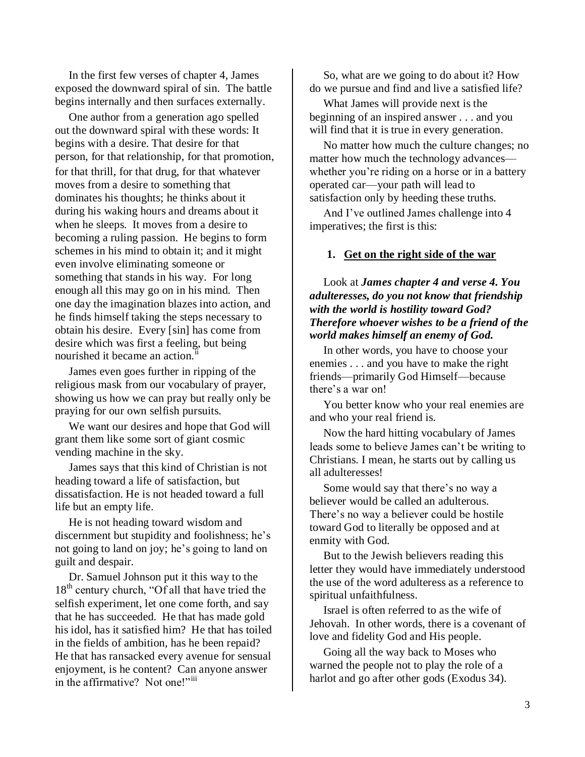In the first few verses of chapter 4, James exposed the downward spiral of sin. The battle begins internally and then surfaces externally.

One author from a generation ago spelled out the downward spiral with these words: It begins with a desire. That desire for that person, for that relationship, for that promotion, for that thrill, for that drug, for that whatever moves from a desire to something that dominates his thoughts; he thinks about it during his waking hours and dreams about it when he sleeps. It moves from a desire to becoming a ruling passion. He begins to form schemes in his mind to obtain it; and it might even involve eliminating someone or something that stands in his way. For long enough all this may go on in his mind. Then one day the imagination blazes into action, and he finds himself taking the steps necessary to obtain his desire. Every [sin] has come from desire which was first a feeling, but being nourished it became an action.[ii]

James even goes further in ripping of the religious mask from our vocabulary of prayer, showing us how we can pray but really only be praying for our own selfish pursuits.

We want our desires and hope that God will grant them like some sort of giant cosmic vending machine in the sky.

James says that this kind of Christian is not heading toward a life of satisfaction, but dissatisfaction. He is not headed toward a full life but an empty life.

He is not heading toward wisdom and discernment but stupidity and foolishness; he's not going to land on joy; he's going to land on guilt and despair.

Dr. Samuel Johnson put it this way to the 18th century church, "Of all that have tried the selfish experiment, let one come forth, and say that he has succeeded. He that has made gold his idol, has it satisfied him? He that has toiled in the fields of ambition, has he been repaid? He that has ransacked every avenue for sensual enjoyment, is he content? Can anyone answer in the affirmative? Not one!"[iii]

So, what are we going to do about it? How do we pursue and find and live a satisfied life?

What James will provide next is the beginning of an inspired answer . . . and you will find that it is true in every generation.

No matter how much the culture changes; no matter how much the technology advances—whether you're riding on a horse or in a battery operated car—your path will lead to satisfaction only by heeding these truths.

And I've outlined James challenge into 4 imperatives; the first is this:

1. **<u>Get on the right side of the war</u>**

Look at ***James chapter 4 and verse 4. You adulteresses, do you not know that friendship with the world is hostility toward God? Therefore whoever wishes to be a friend of the world makes himself an enemy of God.***

In other words, you have to choose your enemies . . . and you have to make the right friends—primarily God Himself—because there's a war on!

You better know who your real enemies are and who your real friend is.

Now the hard hitting vocabulary of James leads some to believe James can't be writing to Christians. I mean, he starts out by calling us all adulteresses!

Some would say that there's no way a believer would be called an adulterous. There's no way a believer could be hostile toward God to literally be opposed and at enmity with God.

But to the Jewish believers reading this letter they would have immediately understood the use of the word adulteress as a reference to spiritual unfaithfulness.

Israel is often referred to as the wife of Jehovah. In other words, there is a covenant of love and fidelity God and His people.

Going all the way back to Moses who warned the people not to play the role of a harlot and go after other gods (Exodus 34).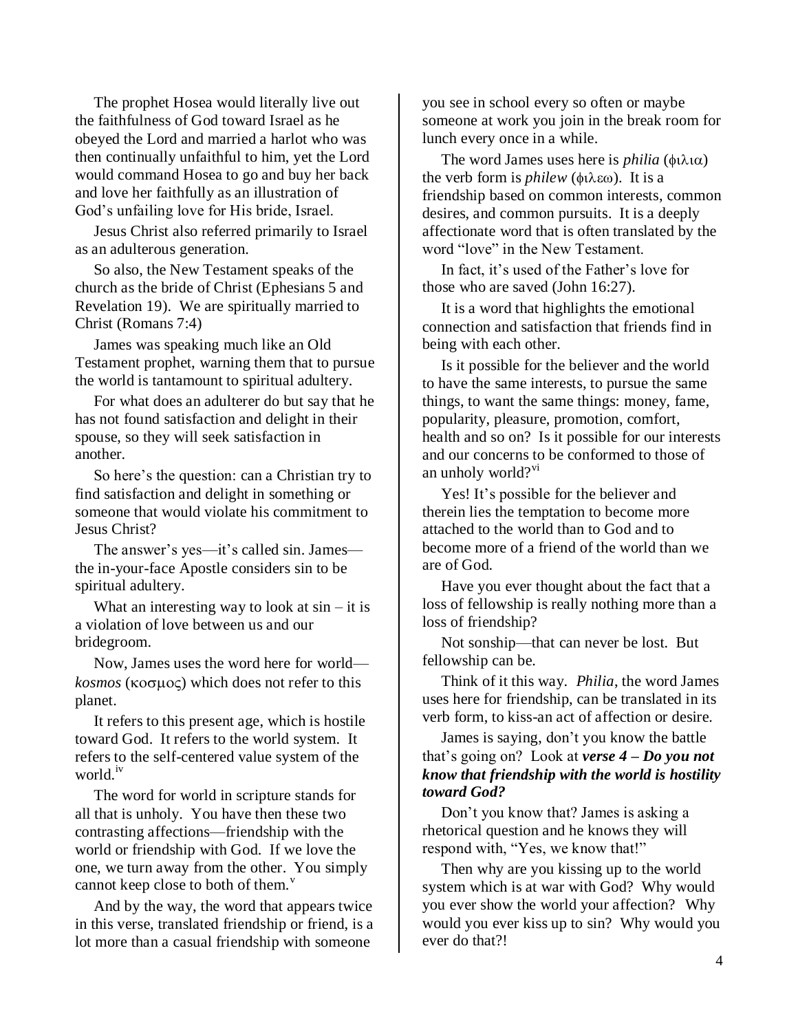The prophet Hosea would literally live out the faithfulness of God toward Israel as he obeyed the Lord and married a harlot who was then continually unfaithful to him, yet the Lord would command Hosea to go and buy her back and love her faithfully as an illustration of God's unfailing love for His bride, Israel.

Jesus Christ also referred primarily to Israel as an adulterous generation.

So also, the New Testament speaks of the church as the bride of Christ (Ephesians 5 and Revelation 19). We are spiritually married to Christ (Romans 7:4)

James was speaking much like an Old Testament prophet, warning them that to pursue the world is tantamount to spiritual adultery.

For what does an adulterer do but say that he has not found satisfaction and delight in their spouse, so they will seek satisfaction in another.

So here's the question: can a Christian try to find satisfaction and delight in something or someone that would violate his commitment to Jesus Christ?

The answer's yes—it's called sin. James—the in-your-face Apostle considers sin to be spiritual adultery.

What an interesting way to look at sin – it is a violation of love between us and our bridegroom.

Now, James uses the word here for world—*kosmos* (κοσμος) which does not refer to this planet.

It refers to this present age, which is hostile toward God. It refers to the world system. It refers to the self-centered value system of the world.[iv]

The word for world in scripture stands for all that is unholy. You have then these two contrasting affections—friendship with the world or friendship with God. If we love the one, we turn away from the other. You simply cannot keep close to both of them.[v]

And by the way, the word that appears twice in this verse, translated friendship or friend, is a lot more than a casual friendship with someone you see in school every so often or maybe someone at work you join in the break room for lunch every once in a while.

The word James uses here is *philia* (φιλια) the verb form is *philew* (φιλεω). It is a friendship based on common interests, common desires, and common pursuits. It is a deeply affectionate word that is often translated by the word "love" in the New Testament.

In fact, it's used of the Father's love for those who are saved (John 16:27).

It is a word that highlights the emotional connection and satisfaction that friends find in being with each other.

Is it possible for the believer and the world to have the same interests, to pursue the same things, to want the same things: money, fame, popularity, pleasure, promotion, comfort, health and so on? Is it possible for our interests and our concerns to be conformed to those of an unholy world?[vi]

Yes! It's possible for the believer and therein lies the temptation to become more attached to the world than to God and to become more of a friend of the world than we are of God.

Have you ever thought about the fact that a loss of fellowship is really nothing more than a loss of friendship?

Not sonship—that can never be lost. But fellowship can be.

Think of it this way. *Philia*, the word James uses here for friendship, can be translated in its verb form, to kiss-an act of affection or desire.

James is saying, don't you know the battle that's going on? Look at ***verse 4 – Do you not know that friendship with the world is hostility toward God?***

Don't you know that? James is asking a rhetorical question and he knows they will respond with, "Yes, we know that!"

Then why are you kissing up to the world system which is at war with God? Why would you ever show the world your affection? Why would you ever kiss up to sin? Why would you ever do that?!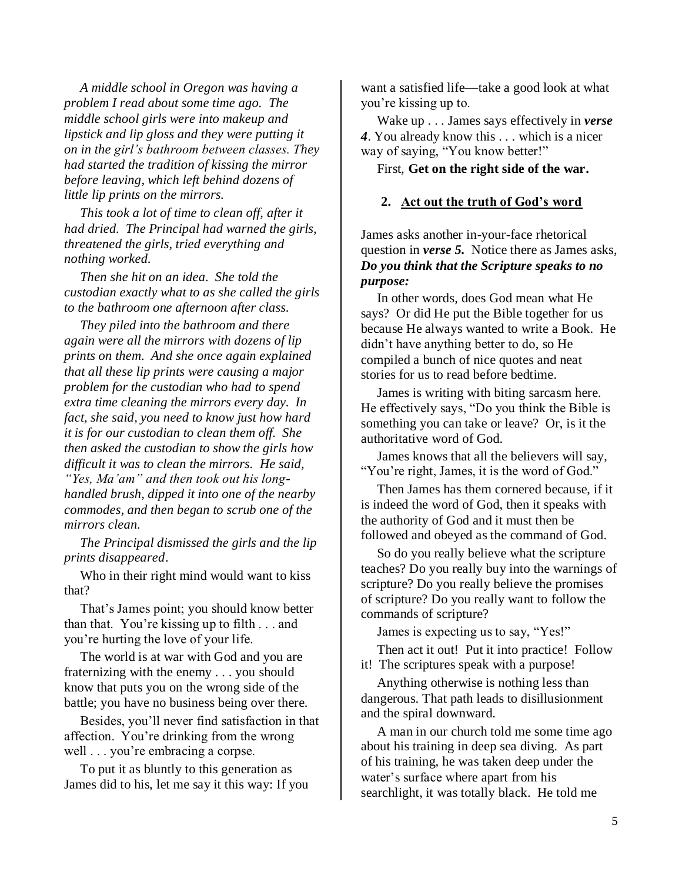*A middle school in Oregon was having a problem I read about some time ago. The middle school girls were into makeup and lipstick and lip gloss and they were putting it on in the girl's bathroom between classes. They had started the tradition of kissing the mirror before leaving, which left behind dozens of little lip prints on the mirrors.*

*This took a lot of time to clean off, after it had dried. The Principal had warned the girls, threatened the girls, tried everything and nothing worked.*

*Then she hit on an idea. She told the custodian exactly what to as she called the girls to the bathroom one afternoon after class.*

*They piled into the bathroom and there again were all the mirrors with dozens of lip prints on them. And she once again explained that all these lip prints were causing a major problem for the custodian who had to spend extra time cleaning the mirrors every day. In fact, she said, you need to know just how hard it is for our custodian to clean them off. She then asked the custodian to show the girls how difficult it was to clean the mirrors. He said, "Yes, Ma'am" and then took out his long-handled brush, dipped it into one of the nearby commodes, and then began to scrub one of the mirrors clean.*

*The Principal dismissed the girls and the lip prints disappeared*.

Who in their right mind would want to kiss that?

That's James point; you should know better than that. You're kissing up to filth . . . and you're hurting the love of your life.

The world is at war with God and you are fraternizing with the enemy . . . you should know that puts you on the wrong side of the battle; you have no business being over there.

Besides, you'll never find satisfaction in that affection. You're drinking from the wrong well . . . you're embracing a corpse.

To put it as bluntly to this generation as James did to his, let me say it this way: If you want a satisfied life—take a good look at what you're kissing up to.

Wake up . . . James says effectively in ***verse 4***. You already know this . . . which is a nicer way of saying, "You know better!"

First, **Get on the right side of the war.**

## 2. Act out the truth of God's word

James asks another in-your-face rhetorical question in ***verse 5.*** Notice there as James asks, ***Do you think that the Scripture speaks to no purpose:***

In other words, does God mean what He says? Or did He put the Bible together for us because He always wanted to write a Book. He didn't have anything better to do, so He compiled a bunch of nice quotes and neat stories for us to read before bedtime.

James is writing with biting sarcasm here. He effectively says, "Do you think the Bible is something you can take or leave? Or, is it the authoritative word of God.

James knows that all the believers will say, "You're right, James, it is the word of God."

Then James has them cornered because, if it is indeed the word of God, then it speaks with the authority of God and it must then be followed and obeyed as the command of God.

So do you really believe what the scripture teaches? Do you really buy into the warnings of scripture? Do you really believe the promises of scripture? Do you really want to follow the commands of scripture?

James is expecting us to say, "Yes!"

Then act it out! Put it into practice! Follow it! The scriptures speak with a purpose!

Anything otherwise is nothing less than dangerous. That path leads to disillusionment and the spiral downward.

A man in our church told me some time ago about his training in deep sea diving. As part of his training, he was taken deep under the water's surface where apart from his searchlight, it was totally black. He told me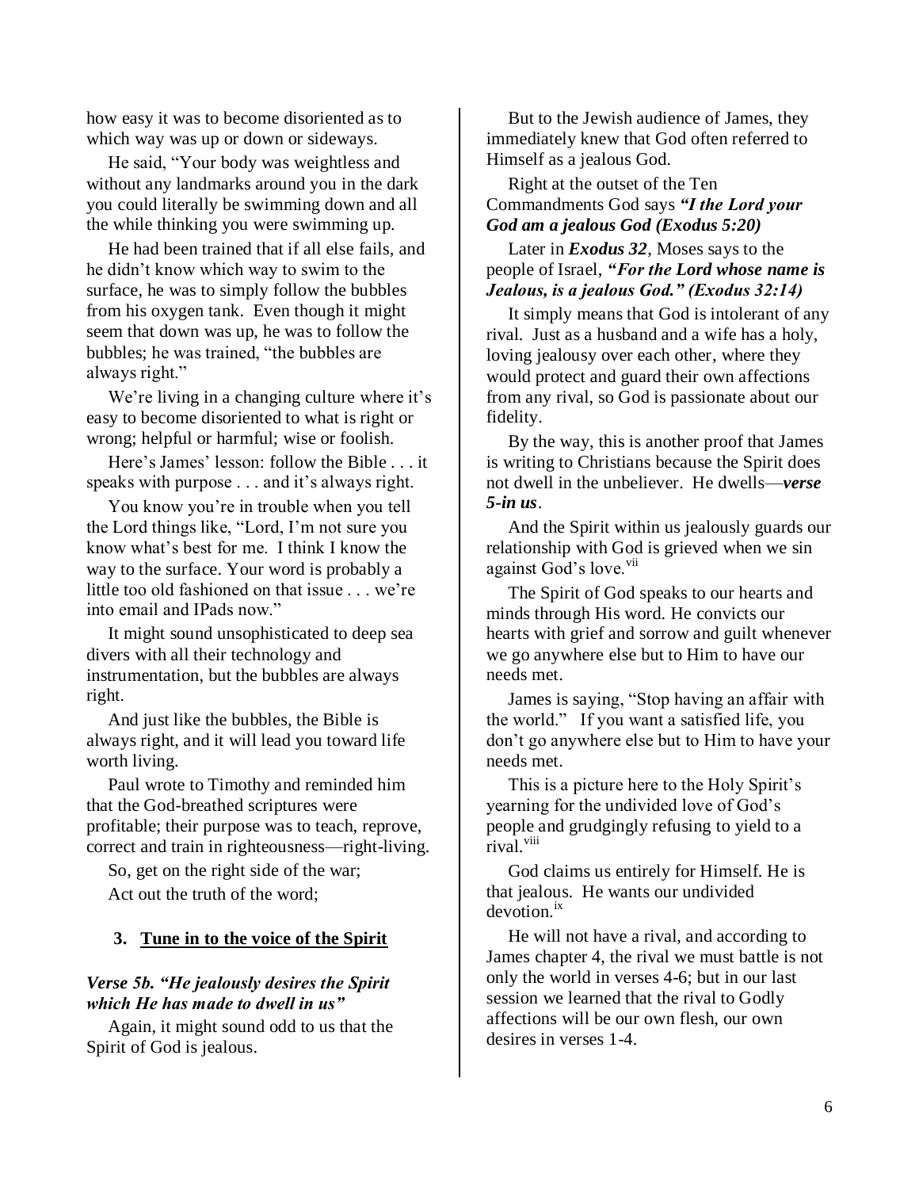how easy it was to become disoriented as to which way was up or down or sideways.

He said, "Your body was weightless and without any landmarks around you in the dark you could literally be swimming down and all the while thinking you were swimming up.

He had been trained that if all else fails, and he didn't know which way to swim to the surface, he was to simply follow the bubbles from his oxygen tank. Even though it might seem that down was up, he was to follow the bubbles; he was trained, "the bubbles are always right."

We're living in a changing culture where it's easy to become disoriented to what is right or wrong; helpful or harmful; wise or foolish.

Here's James' lesson: follow the Bible . . . it speaks with purpose . . . and it's always right.

You know you're in trouble when you tell the Lord things like, "Lord, I'm not sure you know what's best for me. I think I know the way to the surface. Your word is probably a little too old fashioned on that issue . . . we're into email and IPads now."

It might sound unsophisticated to deep sea divers with all their technology and instrumentation, but the bubbles are always right.

And just like the bubbles, the Bible is always right, and it will lead you toward life worth living.

Paul wrote to Timothy and reminded him that the God-breathed scriptures were profitable; their purpose was to teach, reprove, correct and train in righteousness—right-living.

So, get on the right side of the war;

Act out the truth of the word;

### 3. Tune in to the voice of the Spirit

***Verse 5b. "He jealously desires the Spirit which He has made to dwell in us"***

Again, it might sound odd to us that the Spirit of God is jealous.

But to the Jewish audience of James, they immediately knew that God often referred to Himself as a jealous God.

Right at the outset of the Ten Commandments God says ***"I the Lord your God am a jealous God (Exodus 5:20)***

Later in ***Exodus 32***, Moses says to the people of Israel, ***"For the Lord whose name is Jealous, is a jealous God." (Exodus 32:14)***

It simply means that God is intolerant of any rival. Just as a husband and a wife has a holy, loving jealousy over each other, where they would protect and guard their own affections from any rival, so God is passionate about our fidelity.

By the way, this is another proof that James is writing to Christians because the Spirit does not dwell in the unbeliever. He dwells—***verse 5-in us***.

And the Spirit within us jealously guards our relationship with God is grieved when we sin against God's love.[vii]

The Spirit of God speaks to our hearts and minds through His word. He convicts our hearts with grief and sorrow and guilt whenever we go anywhere else but to Him to have our needs met.

James is saying, "Stop having an affair with the world." If you want a satisfied life, you don't go anywhere else but to Him to have your needs met.

This is a picture here to the Holy Spirit's yearning for the undivided love of God's people and grudgingly refusing to yield to a rival.[viii]

God claims us entirely for Himself. He is that jealous. He wants our undivided devotion.[ix]

He will not have a rival, and according to James chapter 4, the rival we must battle is not only the world in verses 4-6; but in our last session we learned that the rival to Godly affections will be our own flesh, our own desires in verses 1-4.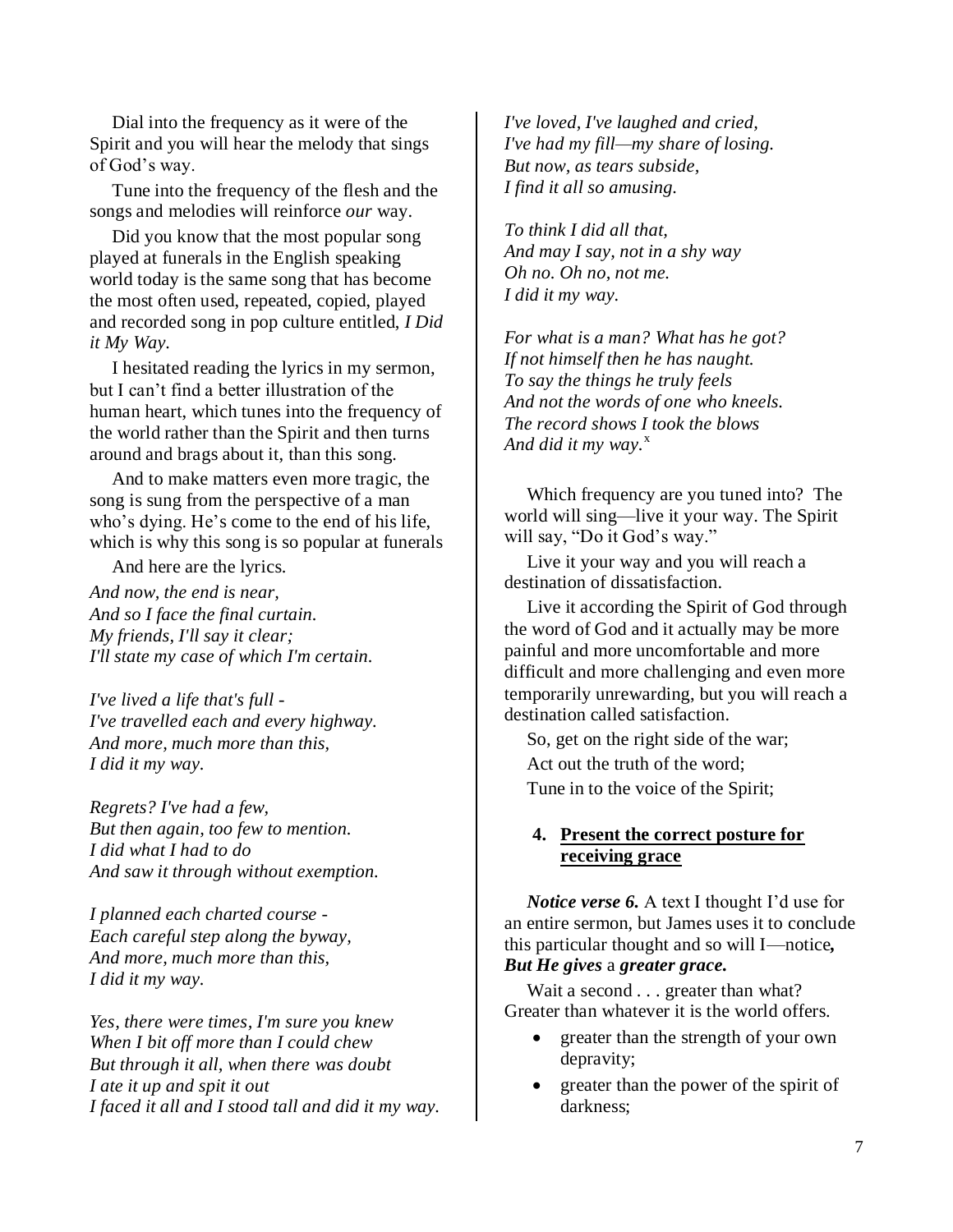Dial into the frequency as it were of the Spirit and you will hear the melody that sings of God's way.

Tune into the frequency of the flesh and the songs and melodies will reinforce *our* way.

Did you know that the most popular song played at funerals in the English speaking world today is the same song that has become the most often used, repeated, copied, played and recorded song in pop culture entitled, *I Did it My Way*.

I hesitated reading the lyrics in my sermon, but I can't find a better illustration of the human heart, which tunes into the frequency of the world rather than the Spirit and then turns around and brags about it, than this song.

And to make matters even more tragic, the song is sung from the perspective of a man who's dying. He's come to the end of his life, which is why this song is so popular at funerals

And here are the lyrics.

*And now, the end is near,*
*And so I face the final curtain.*
*My friends, I'll say it clear;*
*I'll state my case of which I'm certain.*

*I've lived a life that's full -*
*I've travelled each and every highway.*
*And more, much more than this,*
*I did it my way.*

*Regrets? I've had a few,*
*But then again, too few to mention.*
*I did what I had to do*
*And saw it through without exemption.*

*I planned each charted course -*
*Each careful step along the byway,*
*And more, much more than this,*
*I did it my way.*

*Yes, there were times, I'm sure you knew*
*When I bit off more than I could chew*
*But through it all, when there was doubt*
*I ate it up and spit it out*
*I faced it all and I stood tall and did it my way.*

*I've loved, I've laughed and cried,*
*I've had my fill—my share of losing.*
*But now, as tears subside,*
*I find it all so amusing.*

*To think I did all that,*
*And may I say, not in a shy way*
*Oh no. Oh no, not me.*
*I did it my way.*

*For what is a man? What has he got?*
*If not himself then he has naught.*
*To say the things he truly feels*
*And not the words of one who kneels.*
*The record shows I took the blows*
*And did it my way.*[x]

Which frequency are you tuned into? The world will sing—live it your way. The Spirit will say, "Do it God's way."

Live it your way and you will reach a destination of dissatisfaction.

Live it according the Spirit of God through the word of God and it actually may be more painful and more uncomfortable and more difficult and more challenging and even more temporarily unrewarding, but you will reach a destination called satisfaction.

So, get on the right side of the war;

Act out the truth of the word;

Tune in to the voice of the Spirit;

4. **Present the correct posture for receiving grace**

***Notice verse 6.*** A text I thought I'd use for an entire sermon, but James uses it to conclude this particular thought and so will I—notice***, But He gives*** a ***greater grace.***

Wait a second . . . greater than what? Greater than whatever it is the world offers.

- greater than the strength of your own depravity;
- greater than the power of the spirit of darkness;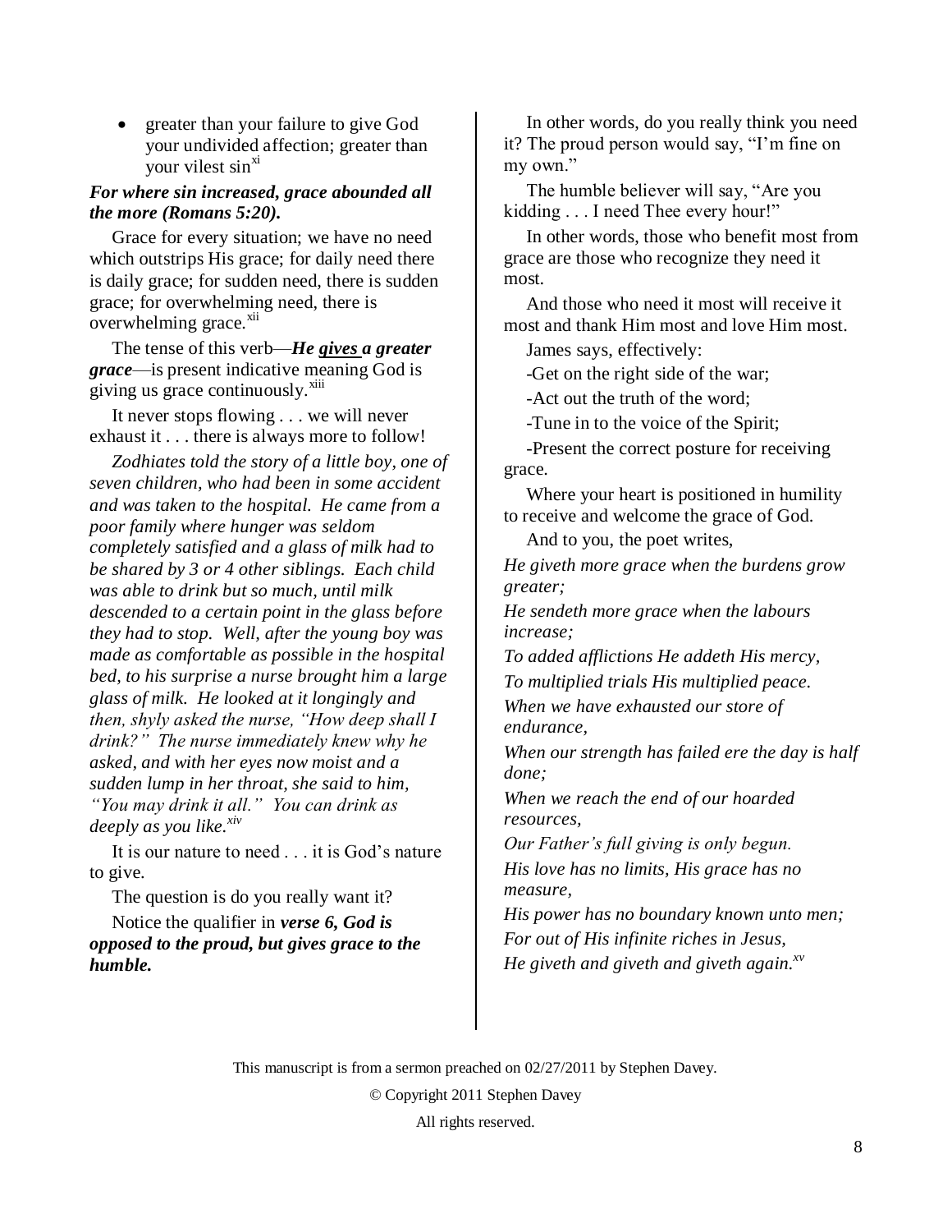- greater than your failure to give God your undivided affection; greater than your vilest sin[xi]

***For where sin increased, grace abounded all the more (Romans 5:20).***

Grace for every situation; we have no need which outstrips His grace; for daily need there is daily grace; for sudden need, there is sudden grace; for overwhelming need, there is overwhelming grace.[xii]

The tense of this verb—***He gives a greater grace***—is present indicative meaning God is giving us grace continuously.[xiii]

It never stops flowing . . . we will never exhaust it . . . there is always more to follow!

*Zodhiates told the story of a little boy, one of seven children, who had been in some accident and was taken to the hospital. He came from a poor family where hunger was seldom completely satisfied and a glass of milk had to be shared by 3 or 4 other siblings. Each child was able to drink but so much, until milk descended to a certain point in the glass before they had to stop. Well, after the young boy was made as comfortable as possible in the hospital bed, to his surprise a nurse brought him a large glass of milk. He looked at it longingly and then, shyly asked the nurse, "How deep shall I drink?" The nurse immediately knew why he asked, and with her eyes now moist and a sudden lump in her throat, she said to him, "You may drink it all." You can drink as deeply as you like.*[xiv]

It is our nature to need . . . it is God's nature to give.

The question is do you really want it?

Notice the qualifier in ***verse 6, God is opposed to the proud, but gives grace to the humble.***

In other words, do you really think you need it? The proud person would say, "I'm fine on my own."

The humble believer will say, "Are you kidding . . . I need Thee every hour!"

In other words, those who benefit most from grace are those who recognize they need it most.

And those who need it most will receive it most and thank Him most and love Him most.

James says, effectively:

-Get on the right side of the war;

-Act out the truth of the word;

-Tune in to the voice of the Spirit;

-Present the correct posture for receiving grace.

Where your heart is positioned in humility to receive and welcome the grace of God.

And to you, the poet writes,

*He giveth more grace when the burdens grow greater;*

*He sendeth more grace when the labours increase;*

*To added afflictions He addeth His mercy,*

*To multiplied trials His multiplied peace.*

*When we have exhausted our store of endurance,*

*When our strength has failed ere the day is half done;*

*When we reach the end of our hoarded resources,*

*Our Father's full giving is only begun.*

*His love has no limits, His grace has no measure,*

*His power has no boundary known unto men;*

*For out of His infinite riches in Jesus,*

*He giveth and giveth and giveth again.*[xv]

This manuscript is from a sermon preached on 02/27/2011 by Stephen Davey.

© Copyright 2011 Stephen Davey

All rights reserved.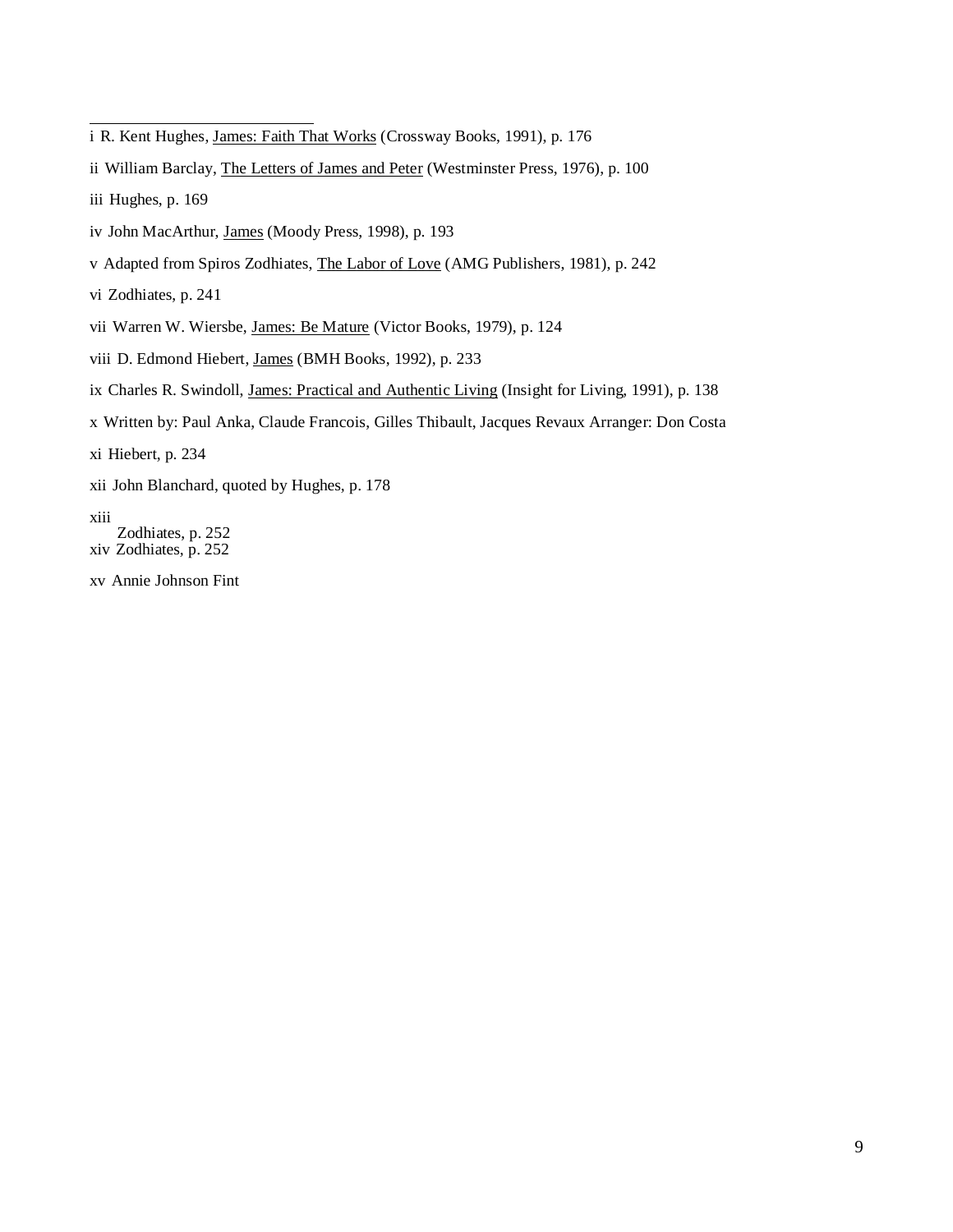---

i R. Kent Hughes, James: Faith That Works (Crossway Books, 1991), p. 176

ii William Barclay, The Letters of James and Peter (Westminster Press, 1976), p. 100

iii Hughes, p. 169

iv John MacArthur, James (Moody Press, 1998), p. 193

v Adapted from Spiros Zodhiates, The Labor of Love (AMG Publishers, 1981), p. 242

vi Zodhiates, p. 241

vii Warren W. Wiersbe, James: Be Mature (Victor Books, 1979), p. 124

viii D. Edmond Hiebert, James (BMH Books, 1992), p. 233

ix Charles R. Swindoll, James: Practical and Authentic Living (Insight for Living, 1991), p. 138

x Written by: Paul Anka, Claude Francois, Gilles Thibault, Jacques Revaux Arranger: Don Costa

xi Hiebert, p. 234

xii John Blanchard, quoted by Hughes, p. 178

xiii Zodhiates, p. 252

xiv Zodhiates, p. 252

xv Annie Johnson Fint